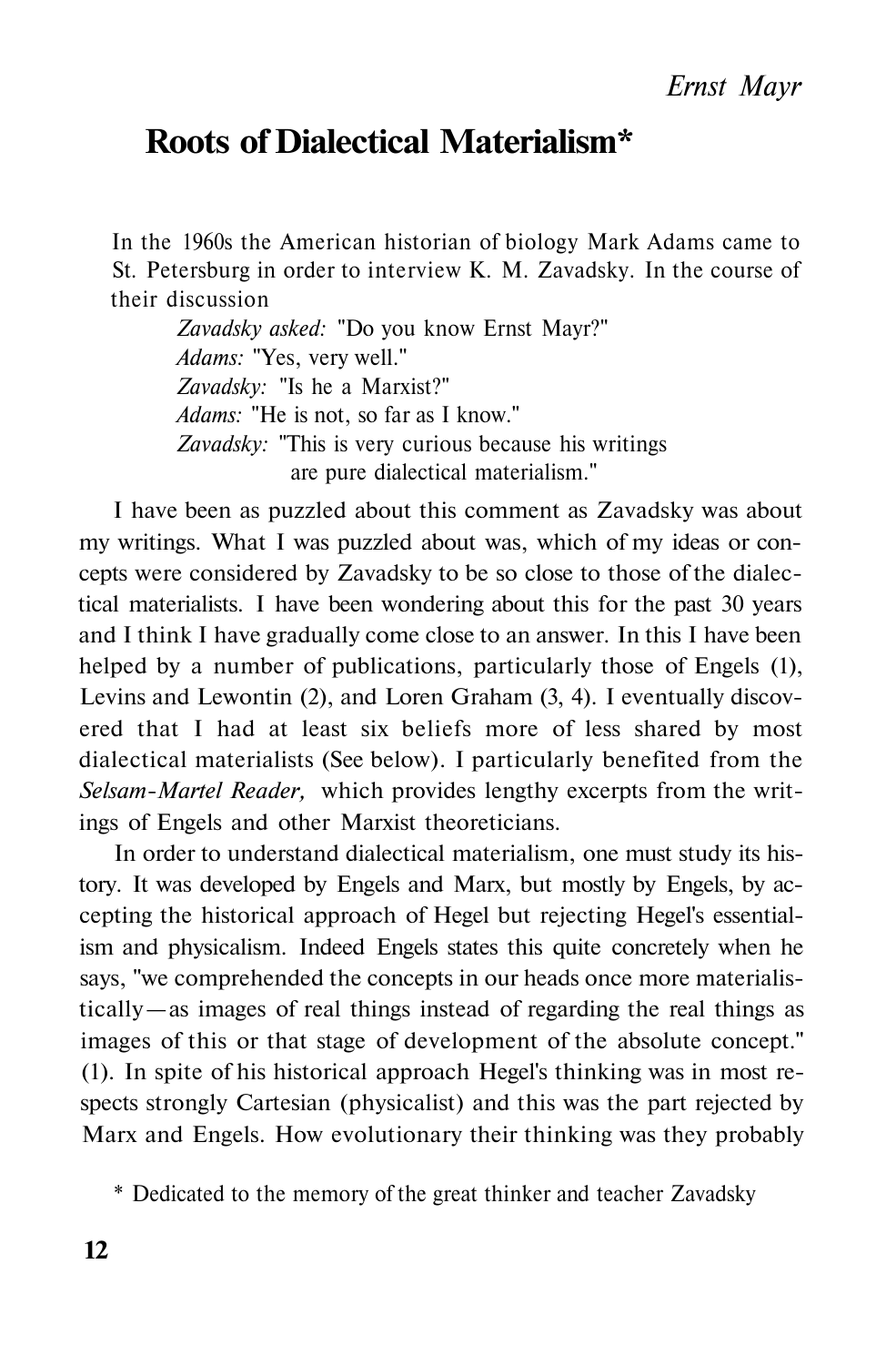*Ernst Mayr*

# Roots of Dialectical Materialism*

In the 1960s the American historian of biology Mark Adams came to St. Petersburg in order to interview K. M. Zavadsky. In the course of their discussion

> *Zavadsky asked:* "Do you know Ernst Mayr?"
> *Adams:* "Yes, very well."
> *Zavadsky:* "Is he a Marxist?"
> *Adams:* "He is not, so far as I know."
> *Zavadsky:* "This is very curious because his writings are pure dialectical materialism."

I have been as puzzled about this comment as Zavadsky was about my writings. What I was puzzled about was, which of my ideas or concepts were considered by Zavadsky to be so close to those of the dialectical materialists. I have been wondering about this for the past 30 years and I think I have gradually come close to an answer. In this I have been helped by a number of publications, particularly those of Engels (1), Levins and Lewontin (2), and Loren Graham (3, 4). I eventually discovered that I had at least six beliefs more of less shared by most dialectical materialists (See below). I particularly benefited from the *Selsam-Martel Reader,* which provides lengthy excerpts from the writings of Engels and other Marxist theoreticians.

In order to understand dialectical materialism, one must study its history. It was developed by Engels and Marx, but mostly by Engels, by accepting the historical approach of Hegel but rejecting Hegel's essentialism and physicalism. Indeed Engels states this quite concretely when he says, "we comprehended the concepts in our heads once more materialistically—as images of real things instead of regarding the real things as images of this or that stage of development of the absolute concept." (1). In spite of his historical approach Hegel's thinking was in most respects strongly Cartesian (physicalist) and this was the part rejected by Marx and Engels. How evolutionary their thinking was they probably

\* Dedicated to the memory of the great thinker and teacher Zavadsky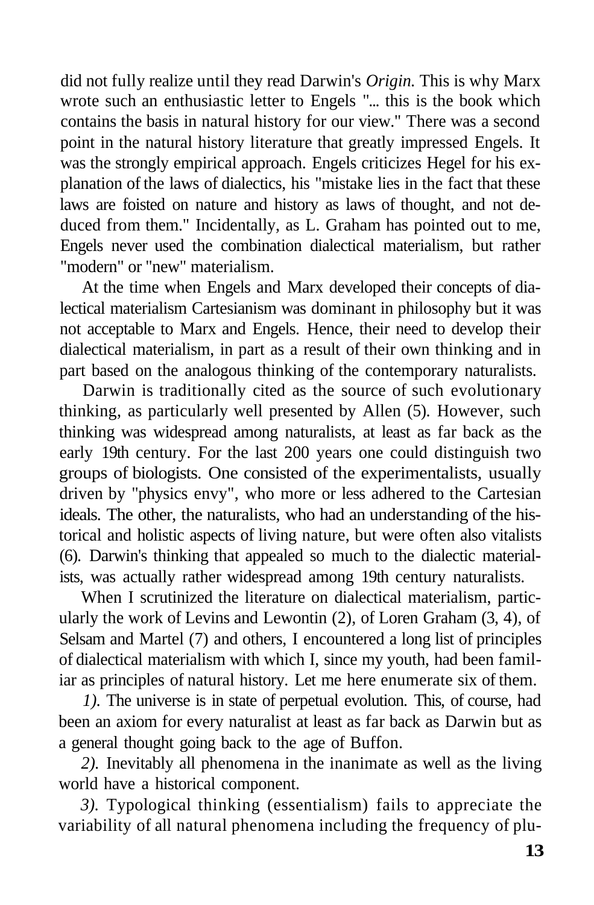did not fully realize until they read Darwin's *Origin.* This is why Marx wrote such an enthusiastic letter to Engels "... this is the book which contains the basis in natural history for our view." There was a second point in the natural history literature that greatly impressed Engels. It was the strongly empirical approach. Engels criticizes Hegel for his explanation of the laws of dialectics, his "mistake lies in the fact that these laws are foisted on nature and history as laws of thought, and not deduced from them." Incidentally, as L. Graham has pointed out to me, Engels never used the combination dialectical materialism, but rather "modern" or "new" materialism.

At the time when Engels and Marx developed their concepts of dialectical materialism Cartesianism was dominant in philosophy but it was not acceptable to Marx and Engels. Hence, their need to develop their dialectical materialism, in part as a result of their own thinking and in part based on the analogous thinking of the contemporary naturalists.

Darwin is traditionally cited as the source of such evolutionary thinking, as particularly well presented by Allen (5). However, such thinking was widespread among naturalists, at least as far back as the early 19th century. For the last 200 years one could distinguish two groups of biologists. One consisted of the experimentalists, usually driven by "physics envy", who more or less adhered to the Cartesian ideals. The other, the naturalists, who had an understanding of the historical and holistic aspects of living nature, but were often also vitalists (6). Darwin's thinking that appealed so much to the dialectic materialists, was actually rather widespread among 19th century naturalists.

When I scrutinized the literature on dialectical materialism, particularly the work of Levins and Lewontin (2), of Loren Graham (3, 4), of Selsam and Martel (7) and others, I encountered a long list of principles of dialectical materialism with which I, since my youth, had been familiar as principles of natural history. Let me here enumerate six of them.

*1).* The universe is in state of perpetual evolution. This, of course, had been an axiom for every naturalist at least as far back as Darwin but as a general thought going back to the age of Buffon.

*2).* Inevitably all phenomena in the inanimate as well as the living world have a historical component.

*3).* Typological thinking (essentialism) fails to appreciate the variability of all natural phenomena including the frequency of plu-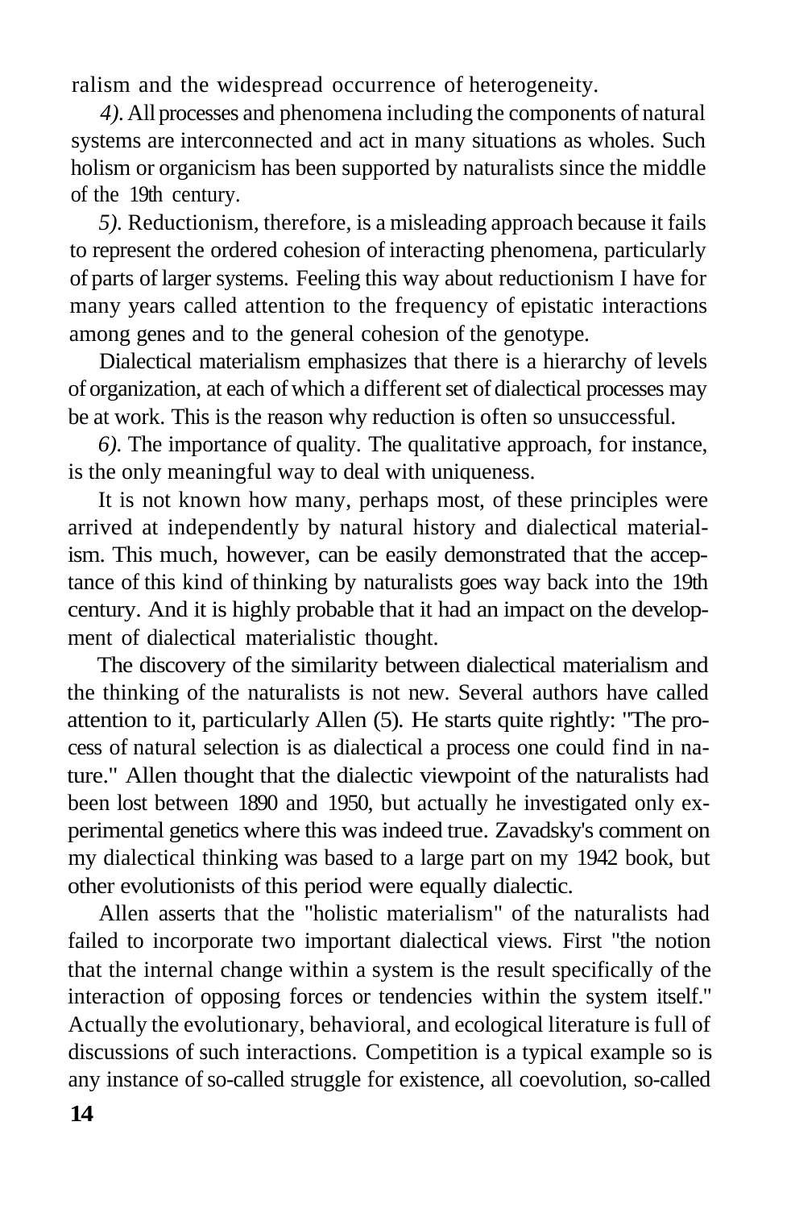ralism and the widespread occurrence of heterogeneity.

*4).* All processes and phenomena including the components of natural systems are interconnected and act in many situations as wholes. Such holism or organicism has been supported by naturalists since the middle of the 19th century.

*5).* Reductionism, therefore, is a misleading approach because it fails to represent the ordered cohesion of interacting phenomena, particularly of parts of larger systems. Feeling this way about reductionism I have for many years called attention to the frequency of epistatic interactions among genes and to the general cohesion of the genotype.

Dialectical materialism emphasizes that there is a hierarchy of levels of organization, at each of which a different set of dialectical processes may be at work. This is the reason why reduction is often so unsuccessful.

*6).* The importance of quality. The qualitative approach, for instance, is the only meaningful way to deal with uniqueness.

It is not known how many, perhaps most, of these principles were arrived at independently by natural history and dialectical materialism. This much, however, can be easily demonstrated that the acceptance of this kind of thinking by naturalists goes way back into the 19th century. And it is highly probable that it had an impact on the development of dialectical materialistic thought.

The discovery of the similarity between dialectical materialism and the thinking of the naturalists is not new. Several authors have called attention to it, particularly Allen (5). He starts quite rightly: "The process of natural selection is as dialectical a process one could find in nature." Allen thought that the dialectic viewpoint of the naturalists had been lost between 1890 and 1950, but actually he investigated only experimental genetics where this was indeed true. Zavadsky's comment on my dialectical thinking was based to a large part on my 1942 book, but other evolutionists of this period were equally dialectic.

Allen asserts that the "holistic materialism" of the naturalists had failed to incorporate two important dialectical views. First "the notion that the internal change within a system is the result specifically of the interaction of opposing forces or tendencies within the system itself." Actually the evolutionary, behavioral, and ecological literature is full of discussions of such interactions. Competition is a typical example so is any instance of so-called struggle for existence, all coevolution, so-called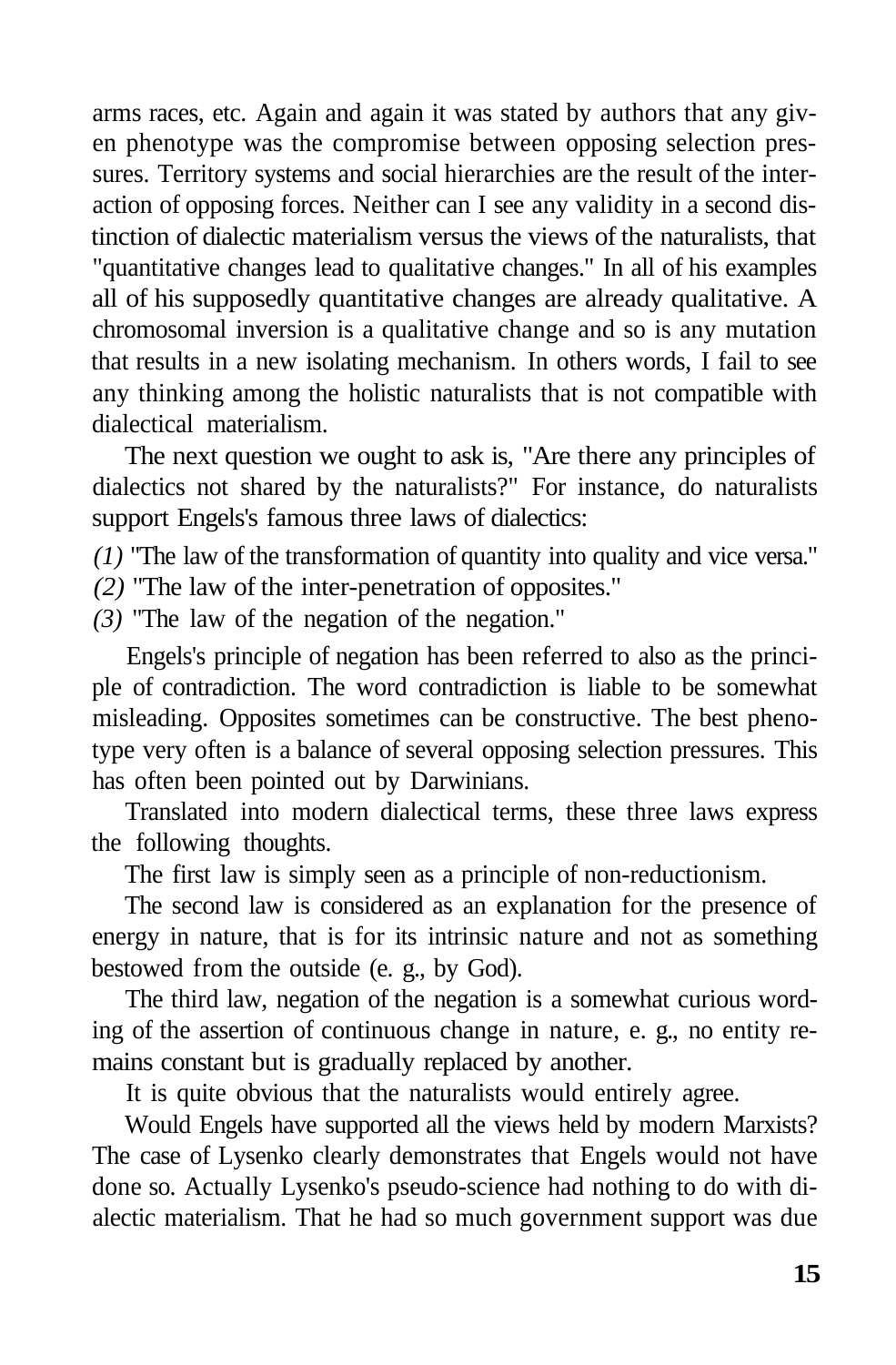arms races, etc. Again and again it was stated by authors that any given phenotype was the compromise between opposing selection pressures. Territory systems and social hierarchies are the result of the interaction of opposing forces. Neither can I see any validity in a second distinction of dialectic materialism versus the views of the naturalists, that "quantitative changes lead to qualitative changes." In all of his examples all of his supposedly quantitative changes are already qualitative. A chromosomal inversion is a qualitative change and so is any mutation that results in a new isolating mechanism. In others words, I fail to see any thinking among the holistic naturalists that is not compatible with dialectical materialism.

The next question we ought to ask is, "Are there any principles of dialectics not shared by the naturalists?" For instance, do naturalists support Engels's famous three laws of dialectics:

*(1)* "The law of the transformation of quantity into quality and vice versa."
*(2)* "The law of the inter-penetration of opposites."
*(3)* "The law of the negation of the negation."

Engels's principle of negation has been referred to also as the principle of contradiction. The word contradiction is liable to be somewhat misleading. Opposites sometimes can be constructive. The best phenotype very often is a balance of several opposing selection pressures. This has often been pointed out by Darwinians.

Translated into modern dialectical terms, these three laws express the following thoughts.

The first law is simply seen as a principle of non-reductionism.

The second law is considered as an explanation for the presence of energy in nature, that is for its intrinsic nature and not as something bestowed from the outside (e. g., by God).

The third law, negation of the negation is a somewhat curious wording of the assertion of continuous change in nature, e. g., no entity remains constant but is gradually replaced by another.

It is quite obvious that the naturalists would entirely agree.

Would Engels have supported all the views held by modern Marxists? The case of Lysenko clearly demonstrates that Engels would not have done so. Actually Lysenko's pseudo-science had nothing to do with dialectic materialism. That he had so much government support was due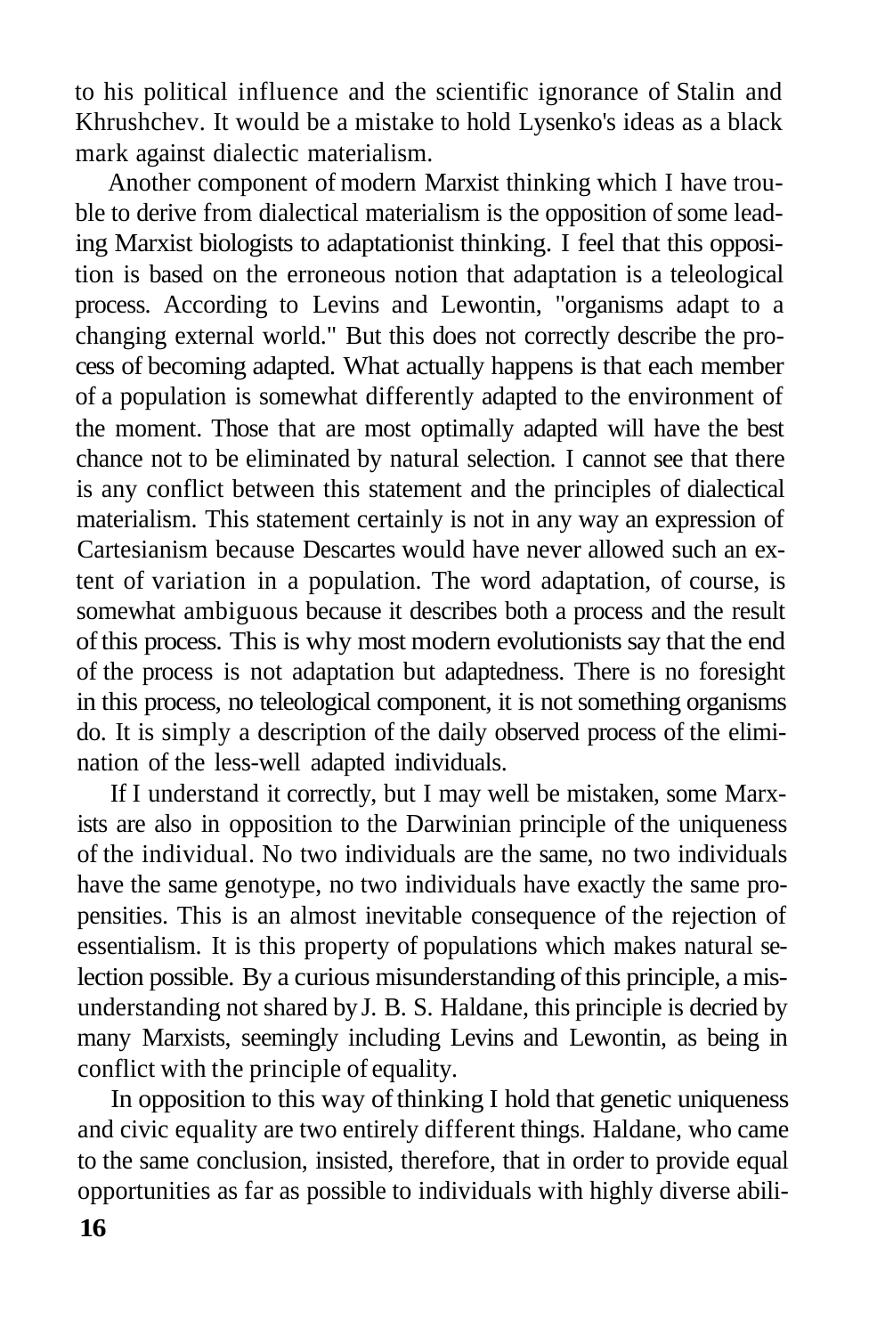to his political influence and the scientific ignorance of Stalin and Khrushchev. It would be a mistake to hold Lysenko's ideas as a black mark against dialectic materialism.

Another component of modern Marxist thinking which I have trouble to derive from dialectical materialism is the opposition of some leading Marxist biologists to adaptationist thinking. I feel that this opposition is based on the erroneous notion that adaptation is a teleological process. According to Levins and Lewontin, "organisms adapt to a changing external world." But this does not correctly describe the process of becoming adapted. What actually happens is that each member of a population is somewhat differently adapted to the environment of the moment. Those that are most optimally adapted will have the best chance not to be eliminated by natural selection. I cannot see that there is any conflict between this statement and the principles of dialectical materialism. This statement certainly is not in any way an expression of Cartesianism because Descartes would have never allowed such an extent of variation in a population. The word adaptation, of course, is somewhat ambiguous because it describes both a process and the result of this process. This is why most modern evolutionists say that the end of the process is not adaptation but adaptedness. There is no foresight in this process, no teleological component, it is not something organisms do. It is simply a description of the daily observed process of the elimination of the less-well adapted individuals.

If I understand it correctly, but I may well be mistaken, some Marxists are also in opposition to the Darwinian principle of the uniqueness of the individual. No two individuals are the same, no two individuals have the same genotype, no two individuals have exactly the same propensities. This is an almost inevitable consequence of the rejection of essentialism. It is this property of populations which makes natural selection possible. By a curious misunderstanding of this principle, a misunderstanding not shared by J. B. S. Haldane, this principle is decried by many Marxists, seemingly including Levins and Lewontin, as being in conflict with the principle of equality.

In opposition to this way of thinking I hold that genetic uniqueness and civic equality are two entirely different things. Haldane, who came to the same conclusion, insisted, therefore, that in order to provide equal opportunities as far as possible to individuals with highly diverse abili-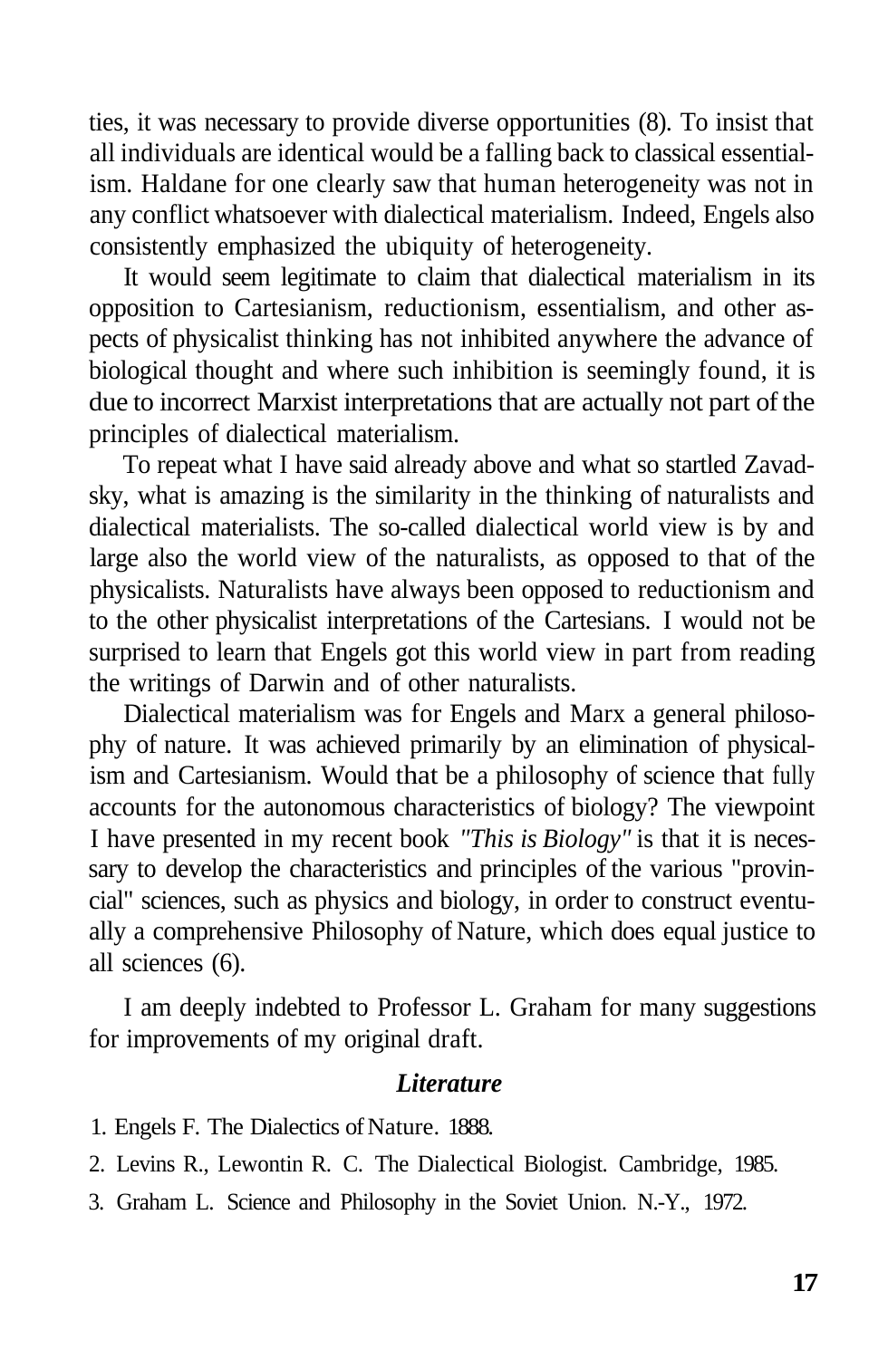ties, it was necessary to provide diverse opportunities (8). To insist that all individuals are identical would be a falling back to classical essentialism. Haldane for one clearly saw that human heterogeneity was not in any conflict whatsoever with dialectical materialism. Indeed, Engels also consistently emphasized the ubiquity of heterogeneity.

It would seem legitimate to claim that dialectical materialism in its opposition to Cartesianism, reductionism, essentialism, and other aspects of physicalist thinking has not inhibited anywhere the advance of biological thought and where such inhibition is seemingly found, it is due to incorrect Marxist interpretations that are actually not part of the principles of dialectical materialism.

To repeat what I have said already above and what so startled Zavadsky, what is amazing is the similarity in the thinking of naturalists and dialectical materialists. The so-called dialectical world view is by and large also the world view of the naturalists, as opposed to that of the physicalists. Naturalists have always been opposed to reductionism and to the other physicalist interpretations of the Cartesians. I would not be surprised to learn that Engels got this world view in part from reading the writings of Darwin and of other naturalists.

Dialectical materialism was for Engels and Marx a general philosophy of nature. It was achieved primarily by an elimination of physicalism and Cartesianism. Would that be a philosophy of science that fully accounts for the autonomous characteristics of biology? The viewpoint I have presented in my recent book *"This is Biology"* is that it is necessary to develop the characteristics and principles of the various "provincial" sciences, such as physics and biology, in order to construct eventually a comprehensive Philosophy of Nature, which does equal justice to all sciences (6).

I am deeply indebted to Professor L. Graham for many suggestions for improvements of my original draft.

### *Literature*

1. Engels F. The Dialectics of Nature. 1888.
2. Levins R., Lewontin R. C. The Dialectical Biologist. Cambridge, 1985.
3. Graham L. Science and Philosophy in the Soviet Union. N.-Y., 1972.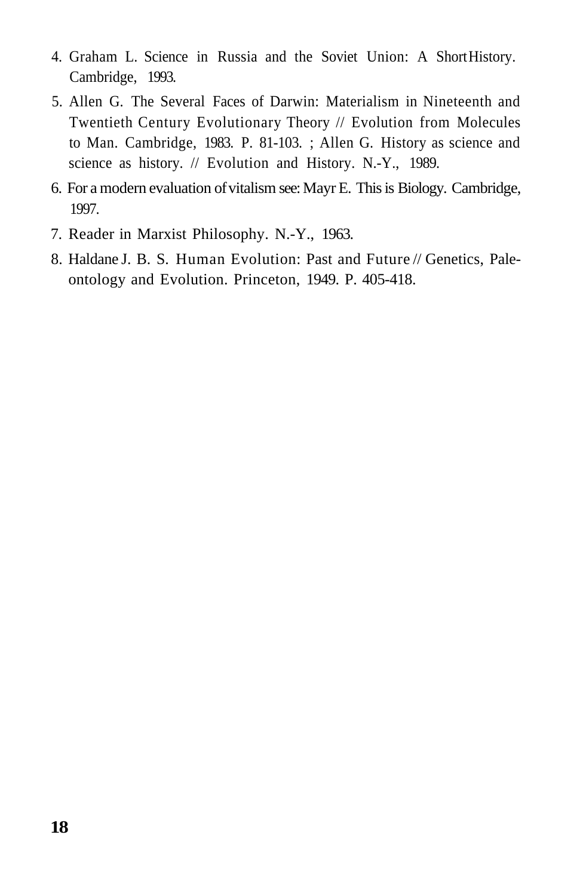4. Graham L. Science in Russia and the Soviet Union: A Short History. Cambridge, 1993.
5. Allen G. The Several Faces of Darwin: Materialism in Nineteenth and Twentieth Century Evolutionary Theory // Evolution from Molecules to Man. Cambridge, 1983. P. 81-103. ; Allen G. History as science and science as history. // Evolution and History. N.-Y., 1989.
6. For a modern evaluation of vitalism see: Mayr E. This is Biology. Cambridge, 1997.
7. Reader in Marxist Philosophy. N.-Y., 1963.
8. Haldane J. B. S. Human Evolution: Past and Future // Genetics, Paleontology and Evolution. Princeton, 1949. P. 405-418.